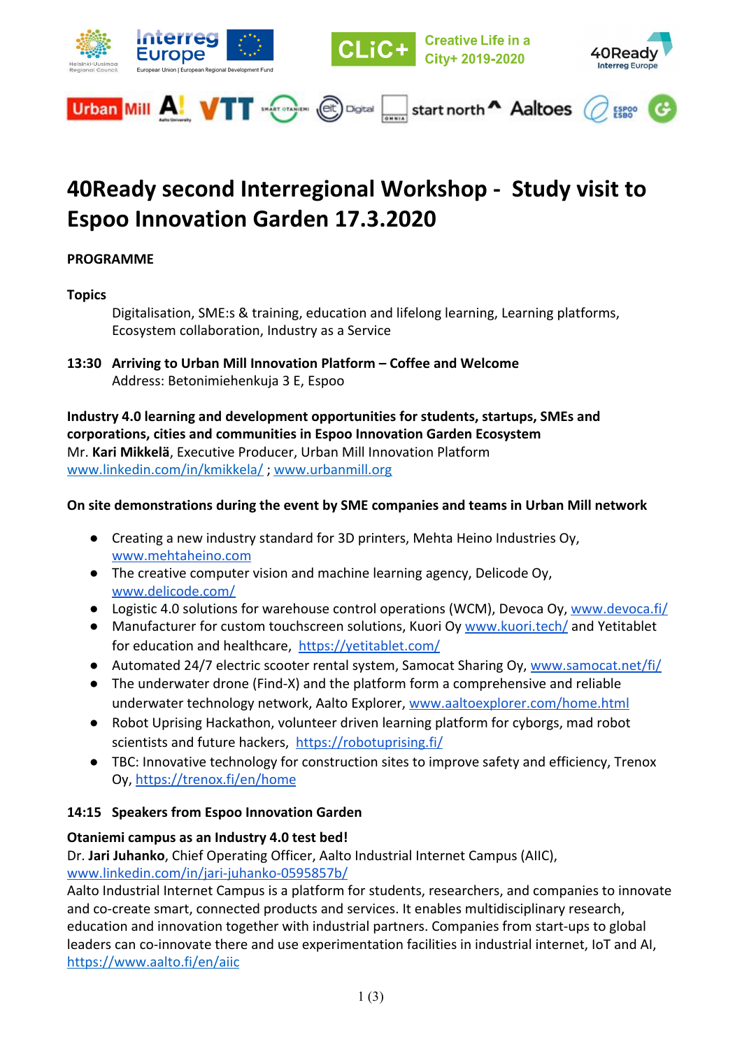# 40Ready second Interregional Workshop - Study visit to Espoo Innovation Garden 17.3.2020

**PROGRAMME**

**Topics**

Digitalisation, SME:s & training, education and lifelong learning, Learning platforms, Ecosystem collaboration, Industry as a Service

**13:30 Arriving to Urban Mill Innovation Platform – Coffee and Welcome**
Address: Betonimiehenkuja 3 E, Espoo

**Industry 4.0 learning and development opportunities for students, startups, SMEs and corporations, cities and communities in Espoo Innovation Garden Ecosystem**
Mr. **Kari Mikkelä**, Executive Producer, Urban Mill Innovation Platform
www.linkedin.com/in/kmikkela/ ; www.urbanmill.org

**On site demonstrations during the event by SME companies and teams in Urban Mill network**

- Creating a new industry standard for 3D printers, Mehta Heino Industries Oy, www.mehtaheino.com
- The creative computer vision and machine learning agency, Delicode Oy, www.delicode.com/
- Logistic 4.0 solutions for warehouse control operations (WCM), Devoca Oy, www.devoca.fi/
- Manufacturer for custom touchscreen solutions, Kuori Oy www.kuori.tech/ and Yetitablet for education and healthcare, https://yetitablet.com/
- Automated 24/7 electric scooter rental system, Samocat Sharing Oy, www.samocat.net/fi/
- The underwater drone (Find-X) and the platform form a comprehensive and reliable underwater technology network, Aalto Explorer, www.aaltoexplorer.com/home.html
- Robot Uprising Hackathon, volunteer driven learning platform for cyborgs, mad robot scientists and future hackers, https://robotuprising.fi/
- TBC: Innovative technology for construction sites to improve safety and efficiency, Trenox Oy, https://trenox.fi/en/home

**14:15 Speakers from Espoo Innovation Garden**

**Otaniemi campus as an Industry 4.0 test bed!**
Dr. **Jari Juhanko**, Chief Operating Officer, Aalto Industrial Internet Campus (AIIC), www.linkedin.com/in/jari-juhanko-0595857b/
Aalto Industrial Internet Campus is a platform for students, researchers, and companies to innovate and co-create smart, connected products and services. It enables multidisciplinary research, education and innovation together with industrial partners. Companies from start-ups to global leaders can co-innovate there and use experimentation facilities in industrial internet, IoT and AI, https://www.aalto.fi/en/aiic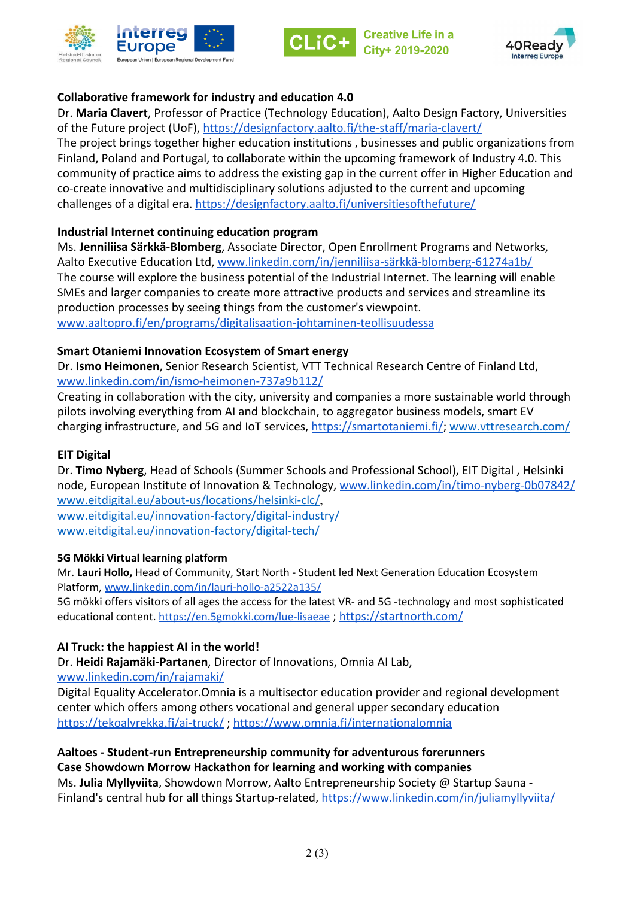**Collaborative framework for industry and education 4.0**

Dr. **Maria Clavert**, Professor of Practice (Technology Education), Aalto Design Factory, Universities of the Future project (UoF), https://designfactory.aalto.fi/the-staff/maria-clavert/

The project brings together higher education institutions , businesses and public organizations from Finland, Poland and Portugal, to collaborate within the upcoming framework of Industry 4.0. This community of practice aims to address the existing gap in the current offer in Higher Education and co-create innovative and multidisciplinary solutions adjusted to the current and upcoming challenges of a digital era. https://designfactory.aalto.fi/universitiesofthefuture/

**Industrial Internet continuing education program**

Ms. **Jenniliisa Särkkä-Blomberg**, Associate Director, Open Enrollment Programs and Networks, Aalto Executive Education Ltd, www.linkedin.com/in/jenniliisa-särkkä-blomberg-61274a1b/

The course will explore the business potential of the Industrial Internet. The learning will enable SMEs and larger companies to create more attractive products and services and streamline its production processes by seeing things from the customer's viewpoint.

www.aaltopro.fi/en/programs/digitalisaation-johtaminen-teollisuudessa

**Smart Otaniemi Innovation Ecosystem of Smart energy**

Dr. **Ismo Heimonen**, Senior Research Scientist, VTT Technical Research Centre of Finland Ltd, www.linkedin.com/in/ismo-heimonen-737a9b112/

Creating in collaboration with the city, university and companies a more sustainable world through pilots involving everything from AI and blockchain, to aggregator business models, smart EV charging infrastructure, and 5G and IoT services, https://smartotaniemi.fi/; www.vttresearch.com/

**EIT Digital**

Dr. **Timo Nyberg**, Head of Schools (Summer Schools and Professional School), EIT Digital , Helsinki node, European Institute of Innovation & Technology, www.linkedin.com/in/timo-nyberg-0b07842/
www.eitdigital.eu/about-us/locations/helsinki-clc/,
www.eitdigital.eu/innovation-factory/digital-industry/
www.eitdigital.eu/innovation-factory/digital-tech/

**5G Mökki Virtual learning platform**

Mr. **Lauri Hollo,** Head of Community, Start North - Student led Next Generation Education Ecosystem Platform, www.linkedin.com/in/lauri-hollo-a2522a135/

5G mökki offers visitors of all ages the access for the latest VR- and 5G -technology and most sophisticated educational content. https://en.5gmokki.com/lue-lisaeae ; https://startnorth.com/

**AI Truck: the happiest AI in the world!**

Dr. **Heidi Rajamäki-Partanen**, Director of Innovations, Omnia AI Lab, www.linkedin.com/in/rajamaki/

Digital Equality Accelerator.Omnia is a multisector education provider and regional development center which offers among others vocational and general upper secondary education https://tekoalyrekka.fi/ai-truck/ ; https://www.omnia.fi/internationalomnia

**Aaltoes - Student-run Entrepreneurship community for adventurous forerunners**
**Case Showdown Morrow Hackathon for learning and working with companies**

Ms. **Julia Myllyviita**, Showdown Morrow, Aalto Entrepreneurship Society @ Startup Sauna - Finland's central hub for all things Startup-related, https://www.linkedin.com/in/juliamyllyviita/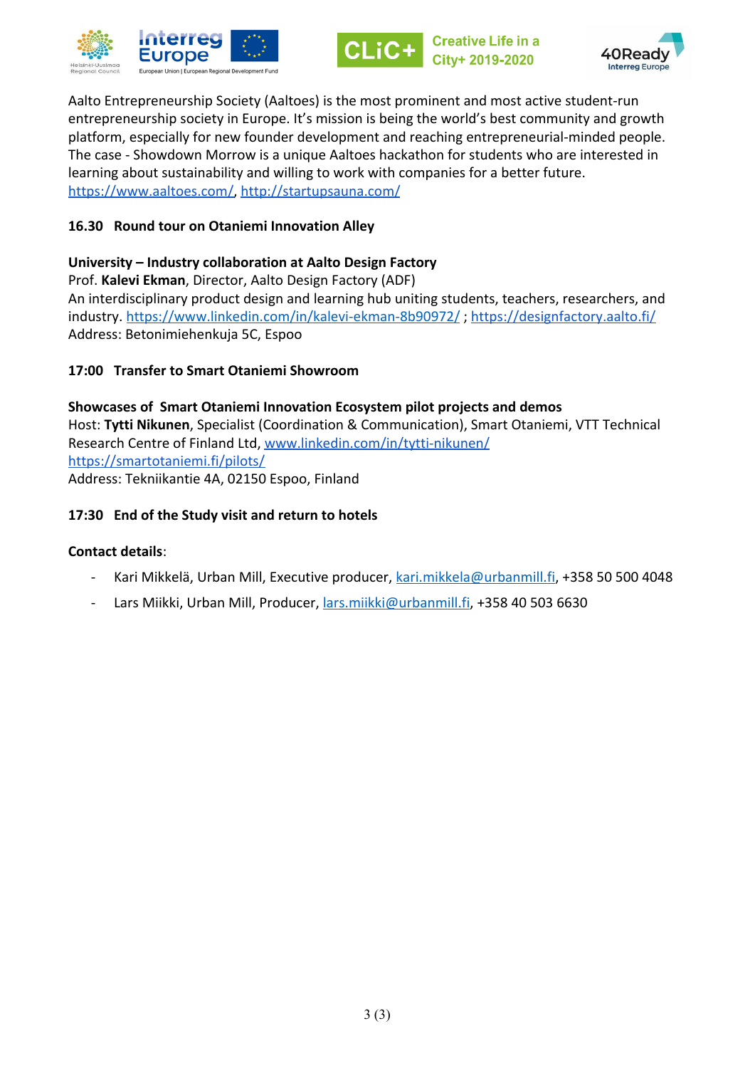Aalto Entrepreneurship Society (Aaltoes) is the most prominent and most active student-run entrepreneurship society in Europe. It's mission is being the world's best community and growth platform, especially for new founder development and reaching entrepreneurial-minded people. The case - Showdown Morrow is a unique Aaltoes hackathon for students who are interested in learning about sustainability and willing to work with companies for a better future. https://www.aaltoes.com/, http://startupsauna.com/

**16.30 Round tour on Otaniemi Innovation Alley**

**University – Industry collaboration at Aalto Design Factory**
Prof. **Kalevi Ekman**, Director, Aalto Design Factory (ADF)
An interdisciplinary product design and learning hub uniting students, teachers, researchers, and industry. https://www.linkedin.com/in/kalevi-ekman-8b90972/ ; https://designfactory.aalto.fi/
Address: Betonimiehenkuja 5C, Espoo

**17:00 Transfer to Smart Otaniemi Showroom**

**Showcases of Smart Otaniemi Innovation Ecosystem pilot projects and demos**
Host: **Tytti Nikunen**, Specialist (Coordination & Communication), Smart Otaniemi, VTT Technical Research Centre of Finland Ltd, www.linkedin.com/in/tytti-nikunen/
https://smartotaniemi.fi/pilots/
Address: Tekniikantie 4A, 02150 Espoo, Finland

**17:30 End of the Study visit and return to hotels**

**Contact details**:

- Kari Mikkelä, Urban Mill, Executive producer, kari.mikkela@urbanmill.fi, +358 50 500 4048
- Lars Miikki, Urban Mill, Producer, lars.miikki@urbanmill.fi, +358 40 503 6630